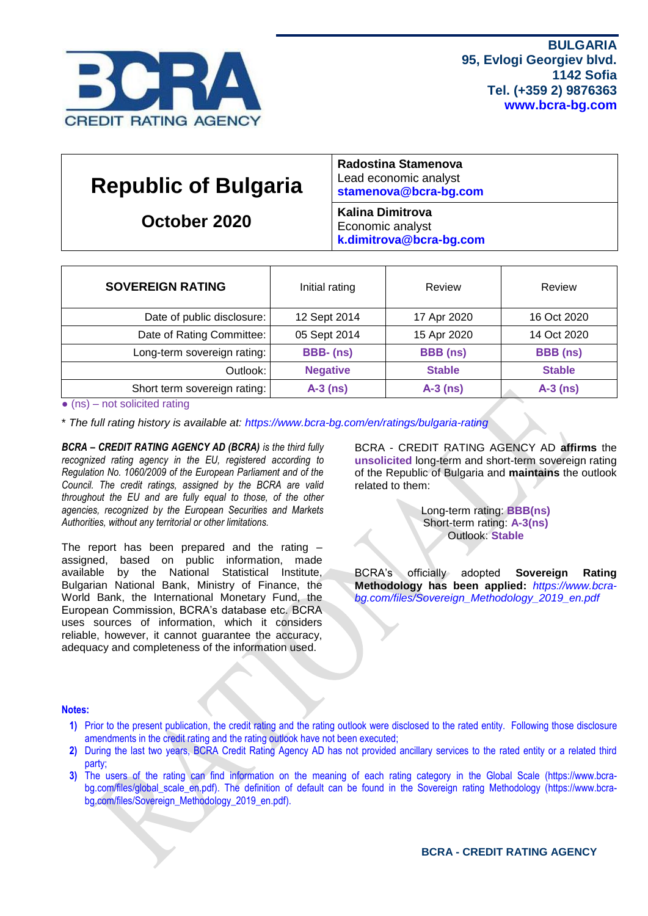BCRA
CREDIT RATING AGENCY

**BULGARIA**
**95, Evlogi Georgiev blvd.**
**1142 Sofia**
**Tel. (+359 2) 9876363**
**www.bcra-bg.com**

# Republic of Bulgaria

## October 2020

**Radostina Stamenova**
Lead economic analyst
**stamenova@bcra-bg.com**

**Kalina Dimitrova**
Economic analyst
**k.dimitrova@bcra-bg.com**

| SOVEREIGN RATING | Initial rating | Review | Review |
|---|---|---|---|
| Date of public disclosure: | 12 Sept 2014 | 17 Apr 2020 | 16 Oct 2020 |
| Date of Rating Committee: | 05 Sept 2014 | 15 Apr 2020 | 14 Oct 2020 |
| Long-term sovereign rating: | **BBB- (ns)** | **BBB (ns)** | **BBB (ns)** |
| Outlook: | **Negative** | **Stable** | **Stable** |
| Short term sovereign rating: | **A-3 (ns)** | **A-3 (ns)** | **A-3 (ns)** |

• (ns) – not solicited rating

*\* The full rating history is available at: https://www.bcra-bg.com/en/ratings/bulgaria-rating*

***BCRA – CREDIT RATING AGENCY AD (BCRA)*** *is the third fully recognized rating agency in the EU, registered according to Regulation No. 1060/2009 of the European Parliament and of the Council. The credit ratings, assigned by the BCRA are valid throughout the EU and are fully equal to those, of the other agencies, recognized by the European Securities and Markets Authorities, without any territorial or other limitations.*

The report has been prepared and the rating – assigned, based on public information, made available by the National Statistical Institute, Bulgarian National Bank, Ministry of Finance, the World Bank, the International Monetary Fund, the European Commission, BCRA's database etc. BCRA uses sources of information, which it considers reliable, however, it cannot guarantee the accuracy, adequacy and completeness of the information used.

BCRA - CREDIT RATING AGENCY AD **affirms** the **unsolicited** long-term and short-term sovereign rating of the Republic of Bulgaria and **maintains** the outlook related to them:

Long-term rating: **BBB(ns)**
Short-term rating: **A-3(ns)**
Outlook: **Stable**

BCRA's officially adopted **Sovereign Rating Methodology has been applied:** *https://www.bcra-bg.com/files/Sovereign_Methodology_2019_en.pdf*

**Notes:**

1. Prior to the present publication, the credit rating and the rating outlook were disclosed to the rated entity. Following those disclosure amendments in the credit rating and the rating outlook have not been executed;
2. During the last two years, BCRA Credit Rating Agency AD has not provided ancillary services to the rated entity or a related third party;
3. The users of the rating can find information on the meaning of each rating category in the Global Scale (https://www.bcra-bg.com/files/global_scale_en.pdf). The definition of default can be found in the Sovereign rating Methodology (https://www.bcra-bg.com/files/Sovereign_Methodology_2019_en.pdf).

**BCRA - CREDIT RATING AGENCY**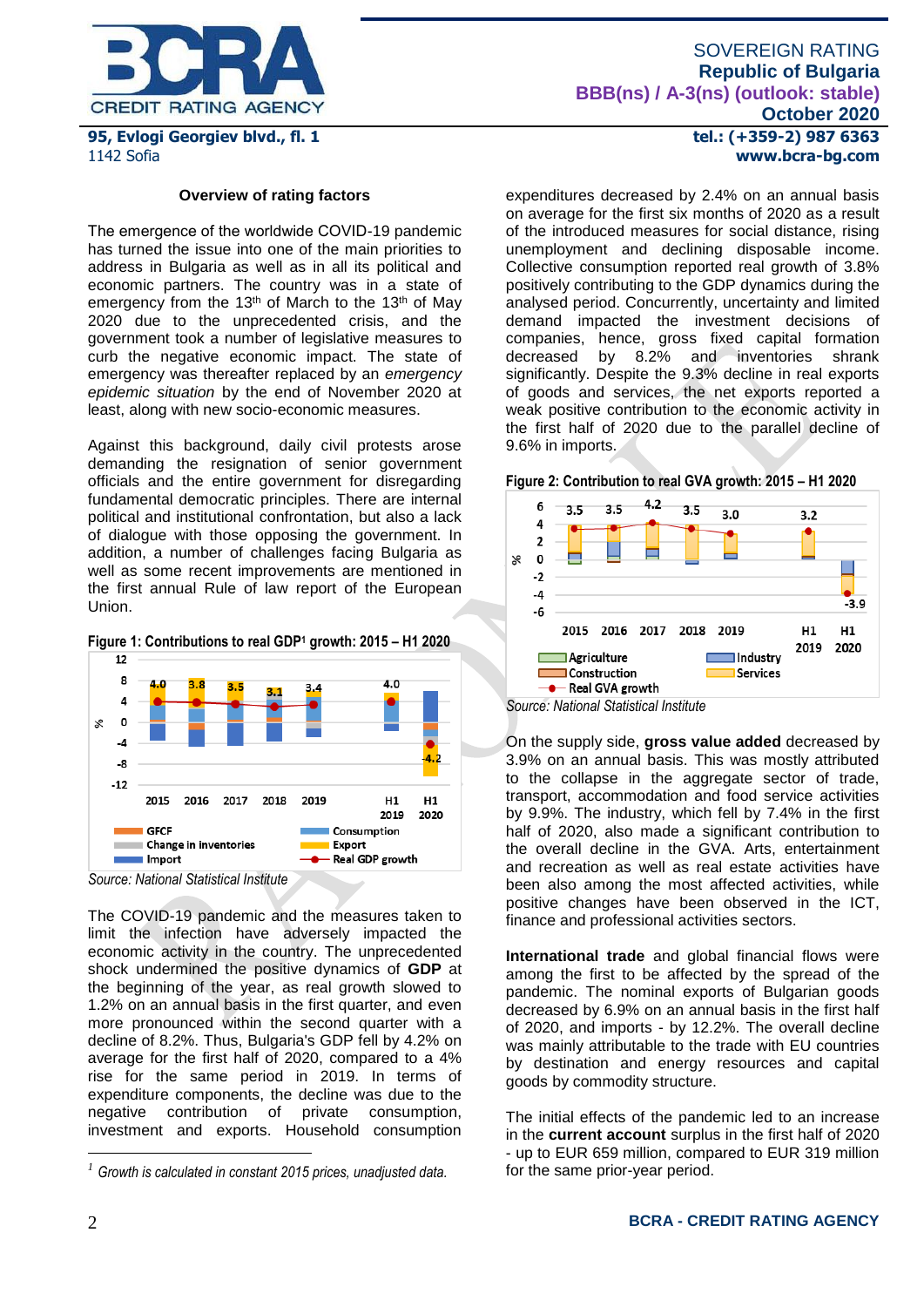### Overview of rating factors

The emergence of the worldwide COVID-19 pandemic has turned the issue into one of the main priorities to address in Bulgaria as well as in all its political and economic partners. The country was in a state of emergency from the 13th of March to the 13th of May 2020 due to the unprecedented crisis, and the government took a number of legislative measures to curb the negative economic impact. The state of emergency was thereafter replaced by an *emergency epidemic situation* by the end of November 2020 at least, along with new socio-economic measures.

Against this background, daily civil protests arose demanding the resignation of senior government officials and the entire government for disregarding fundamental democratic principles. There are internal political and institutional confrontation, but also a lack of dialogue with those opposing the government. In addition, a number of challenges facing Bulgaria as well as some recent improvements are mentioned in the first annual Rule of law report of the European Union.

**Figure 1: Contributions to real GDP[1] growth: 2015 – H1 2020**

*Source: National Statistical Institute*

The COVID-19 pandemic and the measures taken to limit the infection have adversely impacted the economic activity in the country. The unprecedented shock undermined the positive dynamics of **GDP** at the beginning of the year, as real growth slowed to 1.2% on an annual basis in the first quarter, and even more pronounced within the second quarter with a decline of 8.2%. Thus, Bulgaria's GDP fell by 4.2% on average for the first half of 2020, compared to a 4% rise for the same period in 2019. In terms of expenditure components, the decline was due to the negative contribution of private consumption, investment and exports. Household consumption expenditures decreased by 2.4% on an annual basis on average for the first six months of 2020 as a result of the introduced measures for social distance, rising unemployment and declining disposable income. Collective consumption reported real growth of 3.8% positively contributing to the GDP dynamics during the analysed period. Concurrently, uncertainty and limited demand impacted the investment decisions of companies, hence, gross fixed capital formation decreased by 8.2% and inventories shrank significantly. Despite the 9.3% decline in real exports of goods and services, the net exports reported a weak positive contribution to the economic activity in the first half of 2020 due to the parallel decline of 9.6% in imports.

**Figure 2: Contribution to real GVA growth: 2015 – H1 2020**

*Source: National Statistical Institute*

On the supply side, **gross value added** decreased by 3.9% on an annual basis. This was mostly attributed to the collapse in the aggregate sector of trade, transport, accommodation and food service activities by 9.9%. The industry, which fell by 7.4% in the first half of 2020, also made a significant contribution to the overall decline in the GVA. Arts, entertainment and recreation as well as real estate activities have been also among the most affected activities, while positive changes have been observed in the ICT, finance and professional activities sectors.

**International trade** and global financial flows were among the first to be affected by the spread of the pandemic. The nominal exports of Bulgarian goods decreased by 6.9% on an annual basis in the first half of 2020, and imports - by 12.2%. The overall decline was mainly attributable to the trade with EU countries by destination and energy resources and capital goods by commodity structure.

The initial effects of the pandemic led to an increase in the **current account** surplus in the first half of 2020 - up to EUR 659 million, compared to EUR 319 million for the same prior-year period.

[1] *Growth is calculated in constant 2015 prices, unadjusted data.*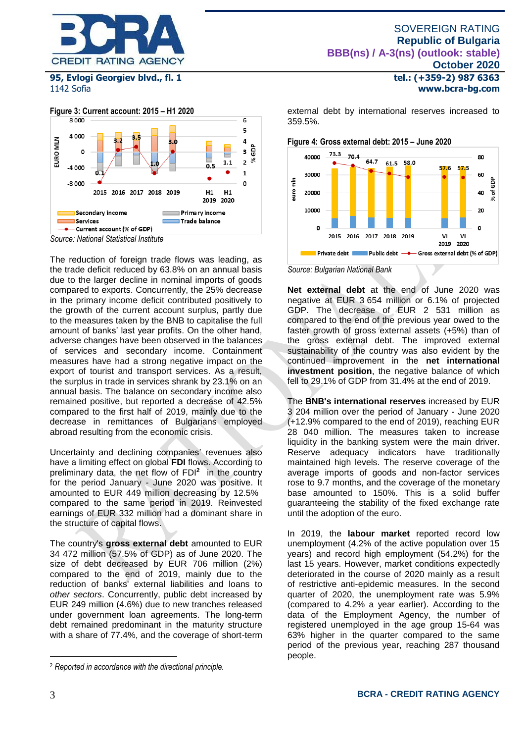**Figure 3: Current account: 2015 – H1 2020**

*Source: National Statistical Institute*

The reduction of foreign trade flows was leading, as the trade deficit reduced by 63.8% on an annual basis due to the larger decline in nominal imports of goods compared to exports. Concurrently, the 25% decrease in the primary income deficit contributed positively to the growth of the current account surplus, partly due to the measures taken by the BNB to capitalise the full amount of banks' last year profits. On the other hand, adverse changes have been observed in the balances of services and secondary income. Containment measures have had a strong negative impact on the export of tourist and transport services. As a result, the surplus in trade in services shrank by 23.1% on an annual basis. The balance on secondary income remained positive, but reported a decrease of 42.5% compared to the first half of 2019, mainly due to the decrease in remittances of Bulgarians employed abroad resulting from the economic crisis.

Uncertainty and declining companies' revenues also have a limiting effect on global **FDI** flows. According to preliminary data, the net flow of FDI[2] in the country for the period January - June 2020 was positive. It amounted to EUR 449 million decreasing by 12.5% compared to the same period in 2019. Reinvested earnings of EUR 332 million had a dominant share in the structure of capital flows.

The country's **gross external debt** amounted to EUR 34 472 million (57.5% of GDP) as of June 2020. The size of debt decreased by EUR 706 million (2%) compared to the end of 2019, mainly due to the reduction of banks' external liabilities and loans to *other sectors*. Concurrently, public debt increased by EUR 249 million (4.6%) due to new tranches released under government loan agreements. The long-term debt remained predominant in the maturity structure with a share of 77.4%, and the coverage of short-term external debt by international reserves increased to 359.5%.

**Figure 4: Gross external debt: 2015 – June 2020**

*Source: Bulgarian National Bank*

**Net external debt** at the end of June 2020 was negative at EUR 3 654 million or 6.1% of projected GDP. The decrease of EUR 2 531 million as compared to the end of the previous year owed to the faster growth of gross external assets (+5%) than of the gross external debt. The improved external sustainability of the country was also evident by the continued improvement in the **net international investment position**, the negative balance of which fell to 29.1% of GDP from 31.4% at the end of 2019.

The **BNB's international reserves** increased by EUR 3 204 million over the period of January - June 2020 (+12.9% compared to the end of 2019), reaching EUR 28 040 million. The measures taken to increase liquidity in the banking system were the main driver. Reserve adequacy indicators have traditionally maintained high levels. The reserve coverage of the average imports of goods and non-factor services rose to 9.7 months, and the coverage of the monetary base amounted to 150%. This is a solid buffer guaranteeing the stability of the fixed exchange rate until the adoption of the euro.

In 2019, the **labour market** reported record low unemployment (4.2% of the active population over 15 years) and record high employment (54.2%) for the last 15 years. However, market conditions expectedly deteriorated in the course of 2020 mainly as a result of restrictive anti-epidemic measures. In the second quarter of 2020, the unemployment rate was 5.9% (compared to 4.2% a year earlier). According to the data of the Employment Agency, the number of registered unemployed in the age group 15-64 was 63% higher in the quarter compared to the same period of the previous year, reaching 287 thousand people.

---

[2] *Reported in accordance with the directional principle.*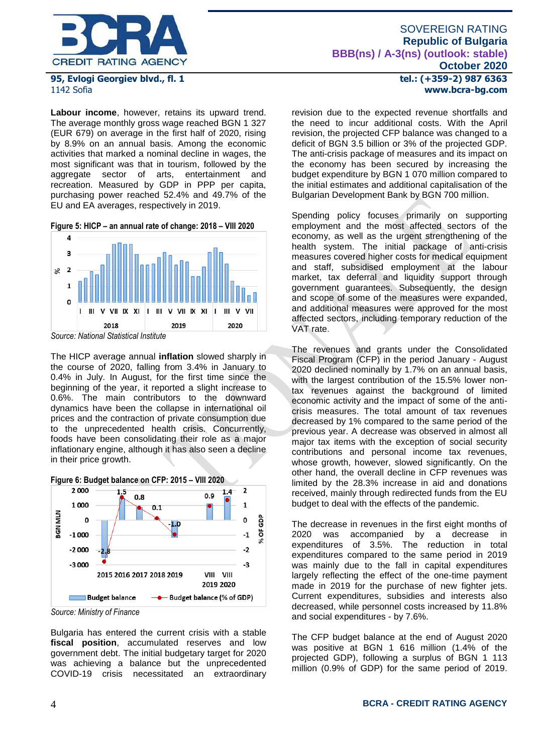**Labour income**, however, retains its upward trend. The average monthly gross wage reached BGN 1 327 (EUR 679) on average in the first half of 2020, rising by 8.9% on an annual basis. Among the economic activities that marked a nominal decline in wages, the most significant was that in tourism, followed by the aggregate sector of arts, entertainment and recreation. Measured by GDP in PPP per capita, purchasing power reached 52.4% and 49.7% of the EU and EA averages, respectively in 2019.

**Figure 5: HICP – an annual rate of change: 2018 – VIII 2020**

*Source: National Statistical Institute*

The HICP average annual **inflation** slowed sharply in the course of 2020, falling from 3.4% in January to 0.4% in July. In August, for the first time since the beginning of the year, it reported a slight increase to 0.6%. The main contributors to the downward dynamics have been the collapse in international oil prices and the contraction of private consumption due to the unprecedented health crisis. Concurrently, foods have been consolidating their role as a major inflationary engine, although it has also seen a decline in their price growth.

**Figure 6: Budget balance on CFP: 2015 – VIII 2020**

*Source: Ministry of Finance*

Bulgaria has entered the current crisis with a stable **fiscal position**, accumulated reserves and low government debt. The initial budgetary target for 2020 was achieving a balance but the unprecedented COVID-19 crisis necessitated an extraordinary revision due to the expected revenue shortfalls and the need to incur additional costs. With the April revision, the projected CFP balance was changed to a deficit of BGN 3.5 billion or 3% of the projected GDP. The anti-crisis package of measures and its impact on the economy has been secured by increasing the budget expenditure by BGN 1 070 million compared to the initial estimates and additional capitalisation of the Bulgarian Development Bank by BGN 700 million.

Spending policy focuses primarily on supporting employment and the most affected sectors of the economy, as well as the urgent strengthening of the health system. The initial package of anti-crisis measures covered higher costs for medical equipment and staff, subsidised employment at the labour market, tax deferral and liquidity support through government guarantees. Subsequently, the design and scope of some of the measures were expanded, and additional measures were approved for the most affected sectors, including temporary reduction of the VAT rate.

The revenues and grants under the Consolidated Fiscal Program (CFP) in the period January - August 2020 declined nominally by 1.7% on an annual basis, with the largest contribution of the 15.5% lower non-tax revenues against the background of limited economic activity and the impact of some of the anti-crisis measures. The total amount of tax revenues decreased by 1% compared to the same period of the previous year. A decrease was observed in almost all major tax items with the exception of social security contributions and personal income tax revenues, whose growth, however, slowed significantly. On the other hand, the overall decline in CFP revenues was limited by the 28.3% increase in aid and donations received, mainly through redirected funds from the EU budget to deal with the effects of the pandemic.

The decrease in revenues in the first eight months of 2020 was accompanied by a decrease in expenditures of 3.5%. The reduction in total expenditures compared to the same period in 2019 was mainly due to the fall in capital expenditures largely reflecting the effect of the one-time payment made in 2019 for the purchase of new fighter jets. Current expenditures, subsidies and interests also decreased, while personnel costs increased by 11.8% and social expenditures - by 7.6%.

The CFP budget balance at the end of August 2020 was positive at BGN 1 616 million (1.4% of the projected GDP), following a surplus of BGN 1 113 million (0.9% of GDP) for the same period of 2019.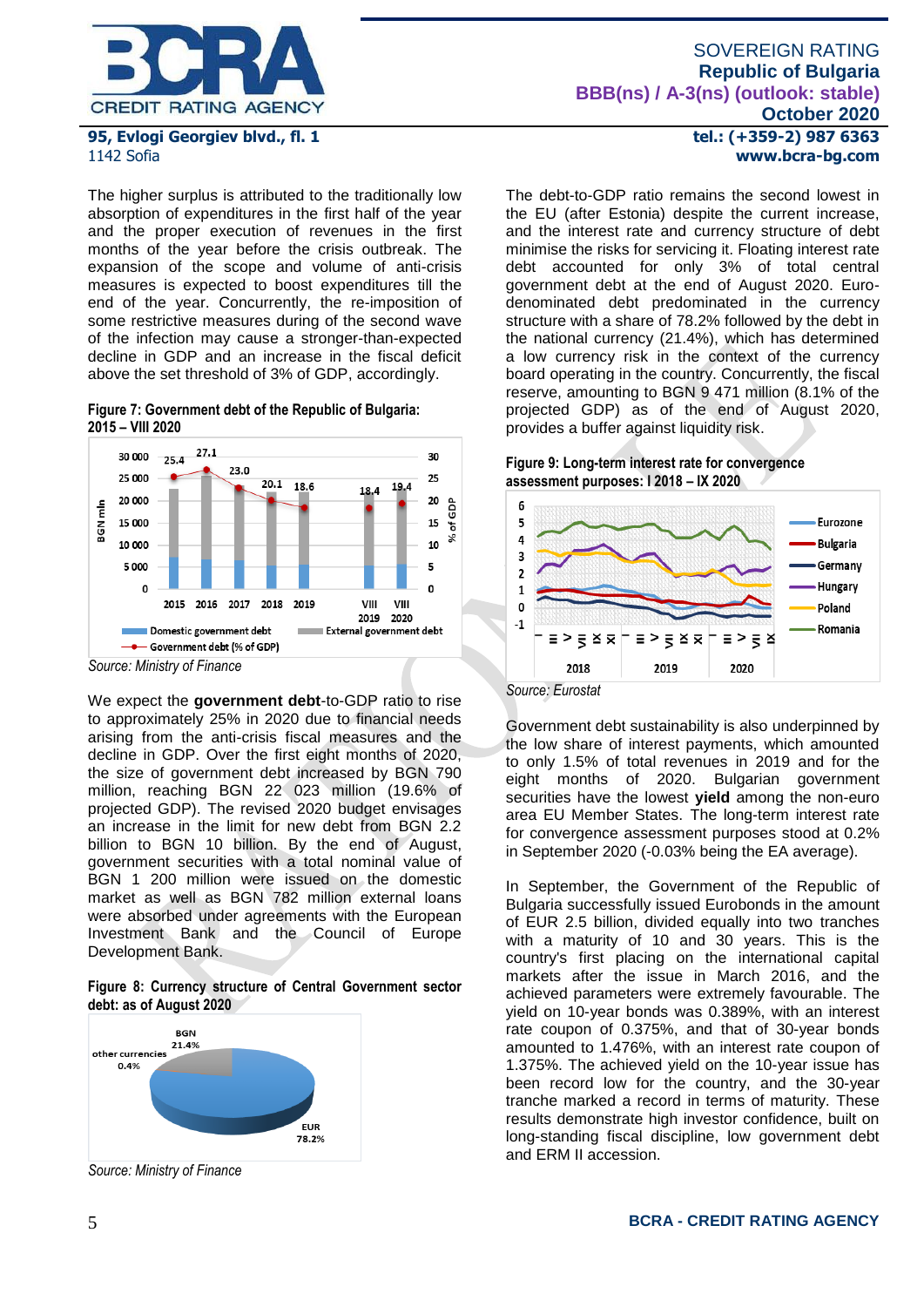The higher surplus is attributed to the traditionally low absorption of expenditures in the first half of the year and the proper execution of revenues in the first months of the year before the crisis outbreak. The expansion of the scope and volume of anti-crisis measures is expected to boost expenditures till the end of the year. Concurrently, the re-imposition of some restrictive measures during of the second wave of the infection may cause a stronger-than-expected decline in GDP and an increase in the fiscal deficit above the set threshold of 3% of GDP, accordingly.

**Figure 7: Government debt of the Republic of Bulgaria: 2015 – VIII 2020**

*Source: Ministry of Finance*

We expect the **government debt**-to-GDP ratio to rise to approximately 25% in 2020 due to financial needs arising from the anti-crisis fiscal measures and the decline in GDP. Over the first eight months of 2020, the size of government debt increased by BGN 790 million, reaching BGN 22 023 million (19.6% of projected GDP). The revised 2020 budget envisages an increase in the limit for new debt from BGN 2.2 billion to BGN 10 billion. By the end of August, government securities with a total nominal value of BGN 1 200 million were issued on the domestic market as well as BGN 782 million external loans were absorbed under agreements with the European Investment Bank and the Council of Europe Development Bank.

**Figure 8: Currency structure of Central Government sector debt: as of August 2020**

*Source: Ministry of Finance*

The debt-to-GDP ratio remains the second lowest in the EU (after Estonia) despite the current increase, and the interest rate and currency structure of debt minimise the risks for servicing it. Floating interest rate debt accounted for only 3% of total central government debt at the end of August 2020. Euro-denominated debt predominated in the currency structure with a share of 78.2% followed by the debt in the national currency (21.4%), which has determined a low currency risk in the context of the currency board operating in the country. Concurrently, the fiscal reserve, amounting to BGN 9 471 million (8.1% of the projected GDP) as of the end of August 2020, provides a buffer against liquidity risk.

**Figure 9: Long-term interest rate for convergence assessment purposes: I 2018 – IX 2020**

*Source: Eurostat*

Government debt sustainability is also underpinned by the low share of interest payments, which amounted to only 1.5% of total revenues in 2019 and for the eight months of 2020. Bulgarian government securities have the lowest **yield** among the non-euro area EU Member States. The long-term interest rate for convergence assessment purposes stood at 0.2% in September 2020 (-0.03% being the EA average).

In September, the Government of the Republic of Bulgaria successfully issued Eurobonds in the amount of EUR 2.5 billion, divided equally into two tranches with a maturity of 10 and 30 years. This is the country's first placing on the international capital markets after the issue in March 2016, and the achieved parameters were extremely favourable. The yield on 10-year bonds was 0.389%, with an interest rate coupon of 0.375%, and that of 30-year bonds amounted to 1.476%, with an interest rate coupon of 1.375%. The achieved yield on the 10-year issue has been record low for the country, and the 30-year tranche marked a record in terms of maturity. These results demonstrate high investor confidence, built on long-standing fiscal discipline, low government debt and ERM II accession.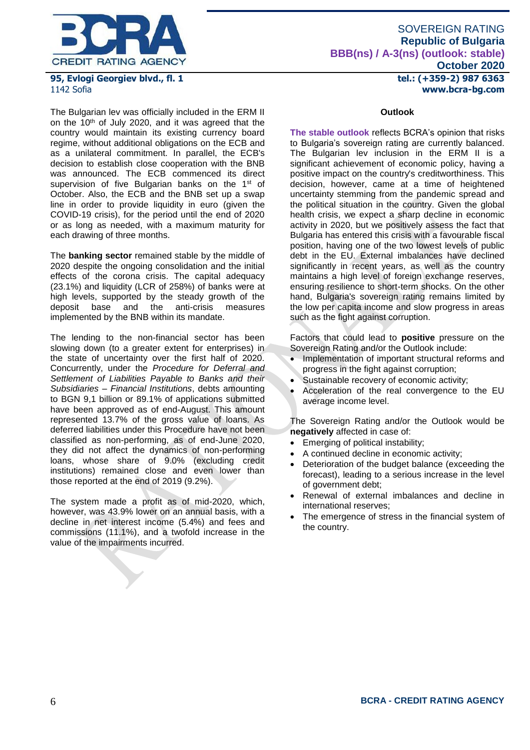The Bulgarian lev was officially included in the ERM II on the 10th of July 2020, and it was agreed that the country would maintain its existing currency board regime, without additional obligations on the ECB and as a unilateral commitment. In parallel, the ECB's decision to establish close cooperation with the BNB was announced. The ECB commenced its direct supervision of five Bulgarian banks on the 1st of October. Also, the ECB and the BNB set up a swap line in order to provide liquidity in euro (given the COVID-19 crisis), for the period until the end of 2020 or as long as needed, with a maximum maturity for each drawing of three months.

The **banking sector** remained stable by the middle of 2020 despite the ongoing consolidation and the initial effects of the corona crisis. The capital adequacy (23.1%) and liquidity (LCR of 258%) of banks were at high levels, supported by the steady growth of the deposit base and the anti-crisis measures implemented by the BNB within its mandate.

The lending to the non-financial sector has been slowing down (to a greater extent for enterprises) in the state of uncertainty over the first half of 2020. Concurrently, under the *Procedure for Deferral and Settlement of Liabilities Payable to Banks and their Subsidiaries – Financial Institutions*, debts amounting to BGN 9,1 billion or 89.1% of applications submitted have been approved as of end-August. This amount represented 13.7% of the gross value of loans. As deferred liabilities under this Procedure have not been classified as non-performing, as of end-June 2020, they did not affect the dynamics of non-performing loans, whose share of 9.0% (excluding credit institutions) remained close and even lower than those reported at the end of 2019 (9.2%).

The system made a profit as of mid-2020, which, however, was 43.9% lower on an annual basis, with a decline in net interest income (5.4%) and fees and commissions (11.1%), and a twofold increase in the value of the impairments incurred.

## Outlook

**The stable outlook** reflects BCRA's opinion that risks to Bulgaria's sovereign rating are currently balanced. The Bulgarian lev inclusion in the ERM II is a significant achievement of economic policy, having a positive impact on the country's creditworthiness. This decision, however, came at a time of heightened uncertainty stemming from the pandemic spread and the political situation in the country. Given the global health crisis, we expect a sharp decline in economic activity in 2020, but we positively assess the fact that Bulgaria has entered this crisis with a favourable fiscal position, having one of the two lowest levels of public debt in the EU. External imbalances have declined significantly in recent years, as well as the country maintains a high level of foreign exchange reserves, ensuring resilience to short-term shocks. On the other hand, Bulgaria's sovereign rating remains limited by the low per capita income and slow progress in areas such as the fight against corruption.

Factors that could lead to **positive** pressure on the Sovereign Rating and/or the Outlook include:

- Implementation of important structural reforms and progress in the fight against corruption;
- Sustainable recovery of economic activity;
- Acceleration of the real convergence to the EU average income level.

The Sovereign Rating and/or the Outlook would be **negatively** affected in case of:

- Emerging of political instability;
- A continued decline in economic activity;
- Deterioration of the budget balance (exceeding the forecast), leading to a serious increase in the level of government debt;
- Renewal of external imbalances and decline in international reserves;
- The emergence of stress in the financial system of the country.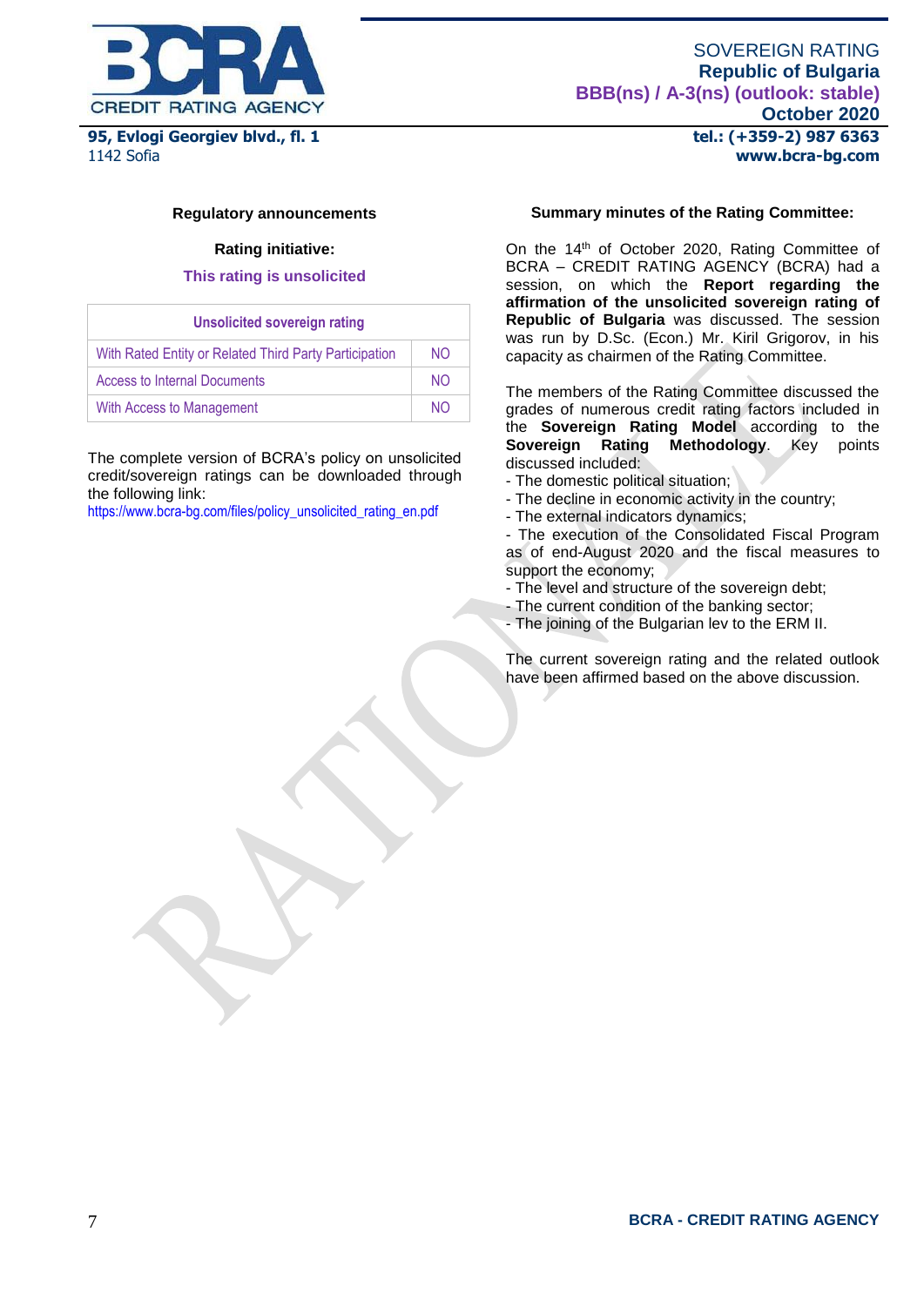### Regulatory announcements

**Rating initiative:**

**This rating is unsolicited**

| Unsolicited sovereign rating | |
|---|---|
| With Rated Entity or Related Third Party Participation | NO |
| Access to Internal Documents | NO |
| With Access to Management | NO |

The complete version of BCRA's policy on unsolicited credit/sovereign ratings can be downloaded through the following link:
https://www.bcra-bg.com/files/policy_unsolicited_rating_en.pdf

### Summary minutes of the Rating Committee:

On the 14th of October 2020, Rating Committee of BCRA – CREDIT RATING AGENCY (BCRA) had a session, on which the **Report regarding the affirmation of the unsolicited sovereign rating of Republic of Bulgaria** was discussed. The session was run by D.Sc. (Econ.) Mr. Kiril Grigorov, in his capacity as chairmen of the Rating Committee.

The members of the Rating Committee discussed the grades of numerous credit rating factors included in the **Sovereign Rating Model** according to the **Sovereign Rating Methodology**. Key points discussed included:

- The domestic political situation;
- The decline in economic activity in the country;
- The external indicators dynamics;
- The execution of the Consolidated Fiscal Program as of end-August 2020 and the fiscal measures to support the economy;
- The level and structure of the sovereign debt;
- The current condition of the banking sector;
- The joining of the Bulgarian lev to the ERM II.

The current sovereign rating and the related outlook have been affirmed based on the above discussion.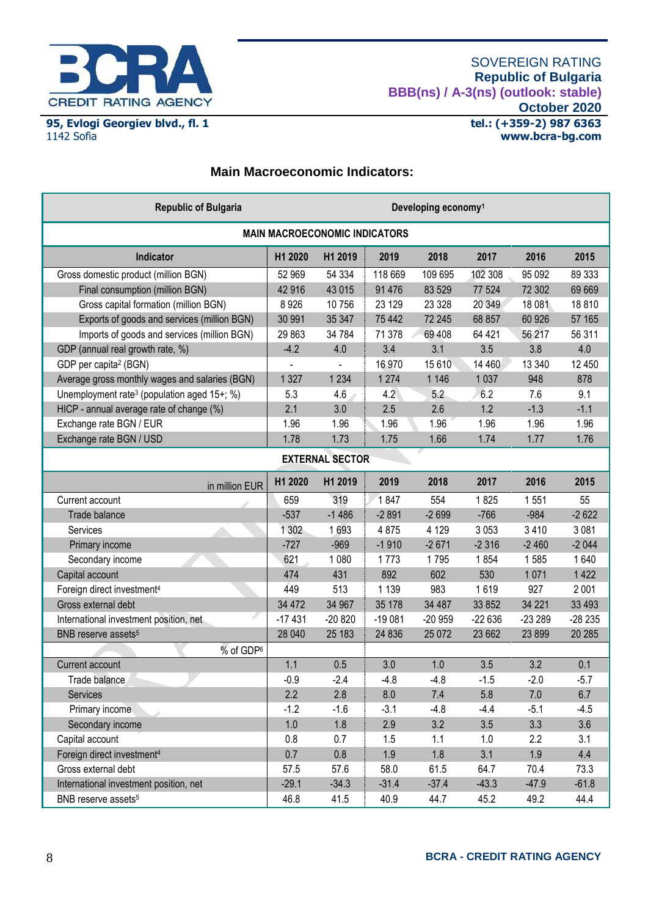SOVEREIGN RATING
**Republic of Bulgaria**
**BBB(ns) / A-3(ns) (outlook: stable)**
**October 2020**

## Main Macroeconomic Indicators:

| Republic of Bulgaria | Developing economy[1] | | | | | | |
|---|---|---|---|---|---|---|---|
| **MAIN MACROECONOMIC INDICATORS** | | | | | | | |
| **Indicator** | **H1 2020** | **H1 2019** | **2019** | **2018** | **2017** | **2016** | **2015** |
| Gross domestic product (million BGN) | 52 969 | 54 334 | 118 669 | 109 695 | 102 308 | 95 092 | 89 333 |
| Final consumption (million BGN) | 42 916 | 43 015 | 91 476 | 83 529 | 77 524 | 72 302 | 69 669 |
| Gross capital formation (million BGN) | 8 926 | 10 756 | 23 129 | 23 328 | 20 349 | 18 081 | 18 810 |
| Exports of goods and services (million BGN) | 30 991 | 35 347 | 75 442 | 72 245 | 68 857 | 60 926 | 57 165 |
| Imports of goods and services (million BGN) | 29 863 | 34 784 | 71 378 | 69 408 | 64 421 | 56 217 | 56 311 |
| GDP (annual real growth rate, %) | -4.2 | 4.0 | 3.4 | 3.1 | 3.5 | 3.8 | 4.0 |
| GDP per capita[2] (BGN) | - | - | 16 970 | 15 610 | 14 460 | 13 340 | 12 450 |
| Average gross monthly wages and salaries (BGN) | 1 327 | 1 234 | 1 274 | 1 146 | 1 037 | 948 | 878 |
| Unemployment rate[3] (population aged 15+; %) | 5.3 | 4.6 | 4.2 | 5.2 | 6.2 | 7.6 | 9.1 |
| HICP - annual average rate of change (%) | 2.1 | 3.0 | 2.5 | 2.6 | 1.2 | -1.3 | -1.1 |
| Exchange rate BGN / EUR | 1.96 | 1.96 | 1.96 | 1.96 | 1.96 | 1.96 | 1.96 |
| Exchange rate BGN / USD | 1.78 | 1.73 | 1.75 | 1.66 | 1.74 | 1.77 | 1.76 |
| **EXTERNAL SECTOR** | | | | | | | |
| in million EUR | **H1 2020** | **H1 2019** | **2019** | **2018** | **2017** | **2016** | **2015** |
| Current account | 659 | 319 | 1 847 | 554 | 1 825 | 1 551 | 55 |
| Trade balance | -537 | -1 486 | -2 891 | -2 699 | -766 | -984 | -2 622 |
| Services | 1 302 | 1 693 | 4 875 | 4 129 | 3 053 | 3 410 | 3 081 |
| Primary income | -727 | -969 | -1 910 | -2 671 | -2 316 | -2 460 | -2 044 |
| Secondary income | 621 | 1 080 | 1 773 | 1 795 | 1 854 | 1 585 | 1 640 |
| Capital account | 474 | 431 | 892 | 602 | 530 | 1 071 | 1 422 |
| Foreign direct investment[4] | 449 | 513 | 1 139 | 983 | 1 619 | 927 | 2 001 |
| Gross external debt | 34 472 | 34 967 | 35 178 | 34 487 | 33 852 | 34 221 | 33 493 |
| International investment position, net | -17 431 | -20 820 | -19 081 | -20 959 | -22 636 | -23 289 | -28 235 |
| BNB reserve assets[5] | 28 040 | 25 183 | 24 836 | 25 072 | 23 662 | 23 899 | 20 285 |
| % of GDP[6] | | | | | | | |
| Current account | 1.1 | 0.5 | 3.0 | 1.0 | 3.5 | 3.2 | 0.1 |
| Trade balance | -0.9 | -2.4 | -4.8 | -4.8 | -1.5 | -2.0 | -5.7 |
| Services | 2.2 | 2.8 | 8.0 | 7.4 | 5.8 | 7.0 | 6.7 |
| Primary income | -1.2 | -1.6 | -3.1 | -4.8 | -4.4 | -5.1 | -4.5 |
| Secondary income | 1.0 | 1.8 | 2.9 | 3.2 | 3.5 | 3.3 | 3.6 |
| Capital account | 0.8 | 0.7 | 1.5 | 1.1 | 1.0 | 2.2 | 3.1 |
| Foreign direct investment[4] | 0.7 | 0.8 | 1.9 | 1.8 | 3.1 | 1.9 | 4.4 |
| Gross external debt | 57.5 | 57.6 | 58.0 | 61.5 | 64.7 | 70.4 | 73.3 |
| International investment position, net | -29.1 | -34.3 | -31.4 | -37.4 | -43.3 | -47.9 | -61.8 |
| BNB reserve assets[5] | 46.8 | 41.5 | 40.9 | 44.7 | 45.2 | 49.2 | 44.4 |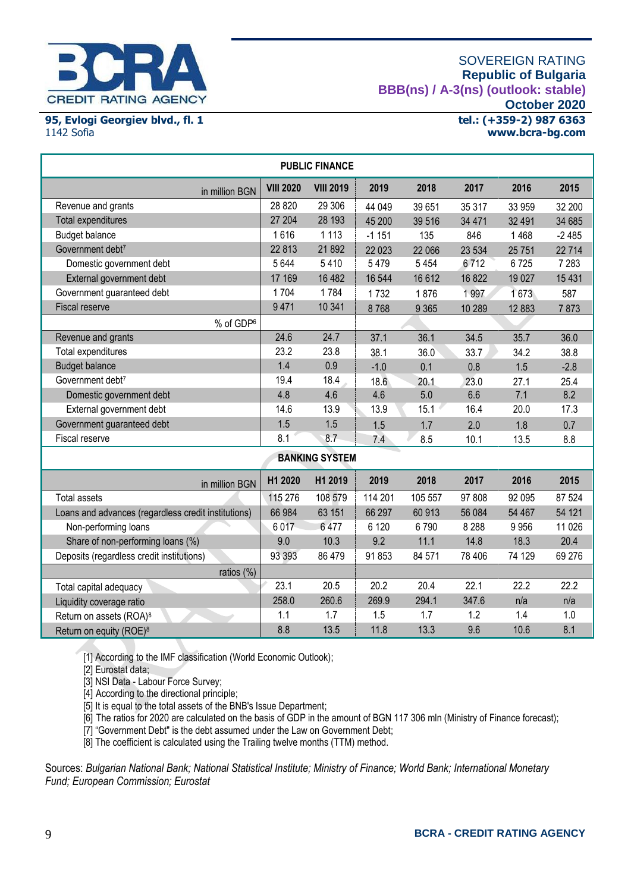SOVEREIGN RATING
**Republic of Bulgaria**
**BBB(ns) / A-3(ns) (outlook: stable)**
**October 2020**

| PUBLIC FINANCE | | | | | | | |
|---|---|---|---|---|---|---|---|
| in million BGN | VIII 2020 | VIII 2019 | 2019 | 2018 | 2017 | 2016 | 2015 |
| Revenue and grants | 28 820 | 29 306 | 44 049 | 39 651 | 35 317 | 33 959 | 32 200 |
| Total expenditures | 27 204 | 28 193 | 45 200 | 39 516 | 34 471 | 32 491 | 34 685 |
| Budget balance | 1 616 | 1 113 | -1 151 | 135 | 846 | 1 468 | -2 485 |
| Government debt[7] | 22 813 | 21 892 | 22 023 | 22 066 | 23 534 | 25 751 | 22 714 |
| Domestic government debt | 5 644 | 5 410 | 5 479 | 5 454 | 6 712 | 6 725 | 7 283 |
| External government debt | 17 169 | 16 482 | 16 544 | 16 612 | 16 822 | 19 027 | 15 431 |
| Government guaranteed debt | 1 704 | 1 784 | 1 732 | 1 876 | 1 997 | 1 673 | 587 |
| Fiscal reserve | 9 471 | 10 341 | 8 768 | 9 365 | 10 289 | 12 883 | 7 873 |
| % of GDP[6] | | | | | | | |
| Revenue and grants | 24.6 | 24.7 | 37.1 | 36.1 | 34.5 | 35.7 | 36.0 |
| Total expenditures | 23.2 | 23.8 | 38.1 | 36.0 | 33.7 | 34.2 | 38.8 |
| Budget balance | 1.4 | 0.9 | -1.0 | 0.1 | 0.8 | 1.5 | -2.8 |
| Government debt[7] | 19.4 | 18.4 | 18.6 | 20.1 | 23.0 | 27.1 | 25.4 |
| Domestic government debt | 4.8 | 4.6 | 4.6 | 5.0 | 6.6 | 7.1 | 8.2 |
| External government debt | 14.6 | 13.9 | 13.9 | 15.1 | 16.4 | 20.0 | 17.3 |
| Government guaranteed debt | 1.5 | 1.5 | 1.5 | 1.7 | 2.0 | 1.8 | 0.7 |
| Fiscal reserve | 8.1 | 8.7 | 7.4 | 8.5 | 10.1 | 13.5 | 8.8 |
| **BANKING SYSTEM** | | | | | | | |
| in million BGN | H1 2020 | H1 2019 | 2019 | 2018 | 2017 | 2016 | 2015 |
| Total assets | 115 276 | 108 579 | 114 201 | 105 557 | 97 808 | 92 095 | 87 524 |
| Loans and advances (regardless credit institutions) | 66 984 | 63 151 | 66 297 | 60 913 | 56 084 | 54 467 | 54 121 |
| Non-performing loans | 6 017 | 6 477 | 6 120 | 6 790 | 8 288 | 9 956 | 11 026 |
| Share of non-performing loans (%) | 9.0 | 10.3 | 9.2 | 11.1 | 14.8 | 18.3 | 20.4 |
| Deposits (regardless credit institutions) | 93 393 | 86 479 | 91 853 | 84 571 | 78 406 | 74 129 | 69 276 |
| ratios (%) | | | | | | | |
| Total capital adequacy | 23.1 | 20.5 | 20.2 | 20.4 | 22.1 | 22.2 | 22.2 |
| Liquidity coverage ratio | 258.0 | 260.6 | 269.9 | 294.1 | 347.6 | n/a | n/a |
| Return on assets (ROA)[8] | 1.1 | 1.7 | 1.5 | 1.7 | 1.2 | 1.4 | 1.0 |
| Return on equity (ROE)[8] | 8.8 | 13.5 | 11.8 | 13.3 | 9.6 | 10.6 | 8.1 |

[1] According to the IMF classification (World Economic Outlook);
[2] Eurostat data;
[3] NSI Data - Labour Force Survey;
[4] According to the directional principle;
[5] It is equal to the total assets of the BNB's Issue Department;
[6] The ratios for 2020 are calculated on the basis of GDP in the amount of BGN 117 306 mln (Ministry of Finance forecast);
[7] "Government Debt" is the debt assumed under the Law on Government Debt;
[8] The coefficient is calculated using the Trailing twelve months (TTM) method.

Sources: *Bulgarian National Bank; National Statistical Institute; Ministry of Finance; World Bank; International Monetary Fund; European Commission; Eurostat*